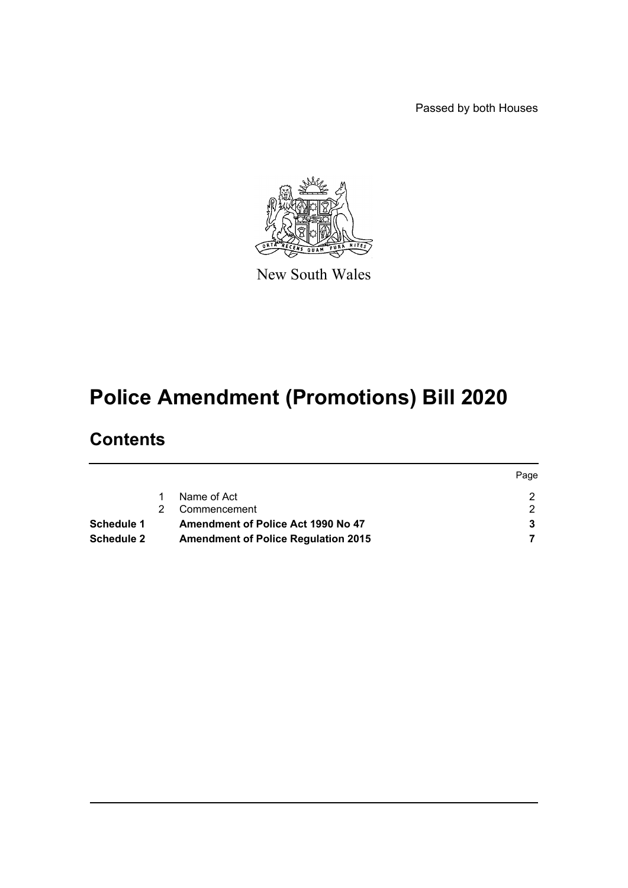Passed by both Houses

New South Wales

# Police Amendment (Promotions) Bill 2020

## Contents

| | | | Page |
|---|---|---|---|
| | 1 | Name of Act | 2 |
| | 2 | Commencement | 2 |
| **Schedule 1** | | **Amendment of Police Act 1990 No 47** | **3** |
| **Schedule 2** | | **Amendment of Police Regulation 2015** | **7** |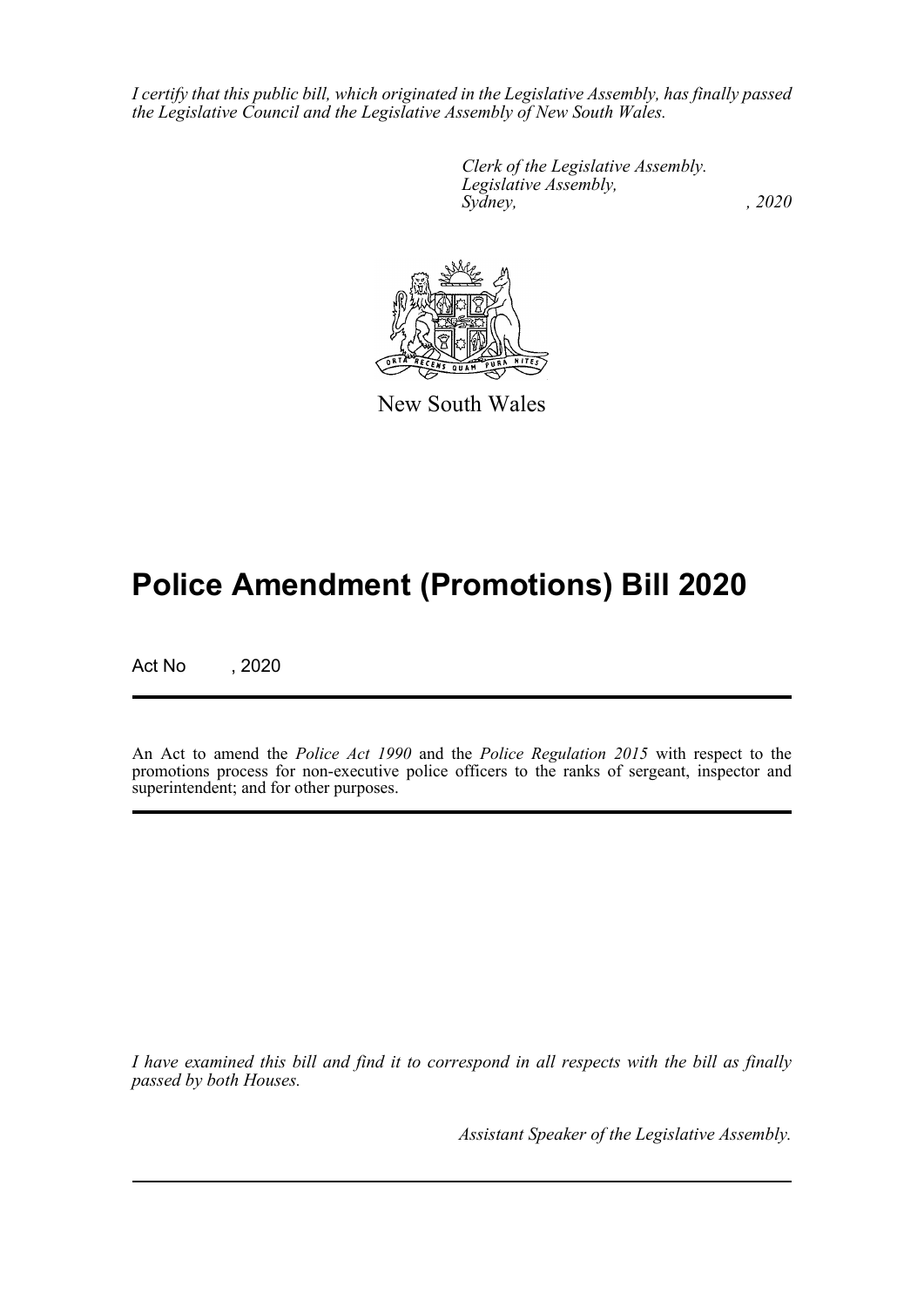*I certify that this public bill, which originated in the Legislative Assembly, has finally passed the Legislative Council and the Legislative Assembly of New South Wales.*

*Clerk of the Legislative Assembly.*
*Legislative Assembly,*
*Sydney, , 2020*

New South Wales

# Police Amendment (Promotions) Bill 2020

Act No , 2020

An Act to amend the *Police Act 1990* and the *Police Regulation 2015* with respect to the promotions process for non-executive police officers to the ranks of sergeant, inspector and superintendent; and for other purposes.

*I have examined this bill and find it to correspond in all respects with the bill as finally passed by both Houses.*

*Assistant Speaker of the Legislative Assembly.*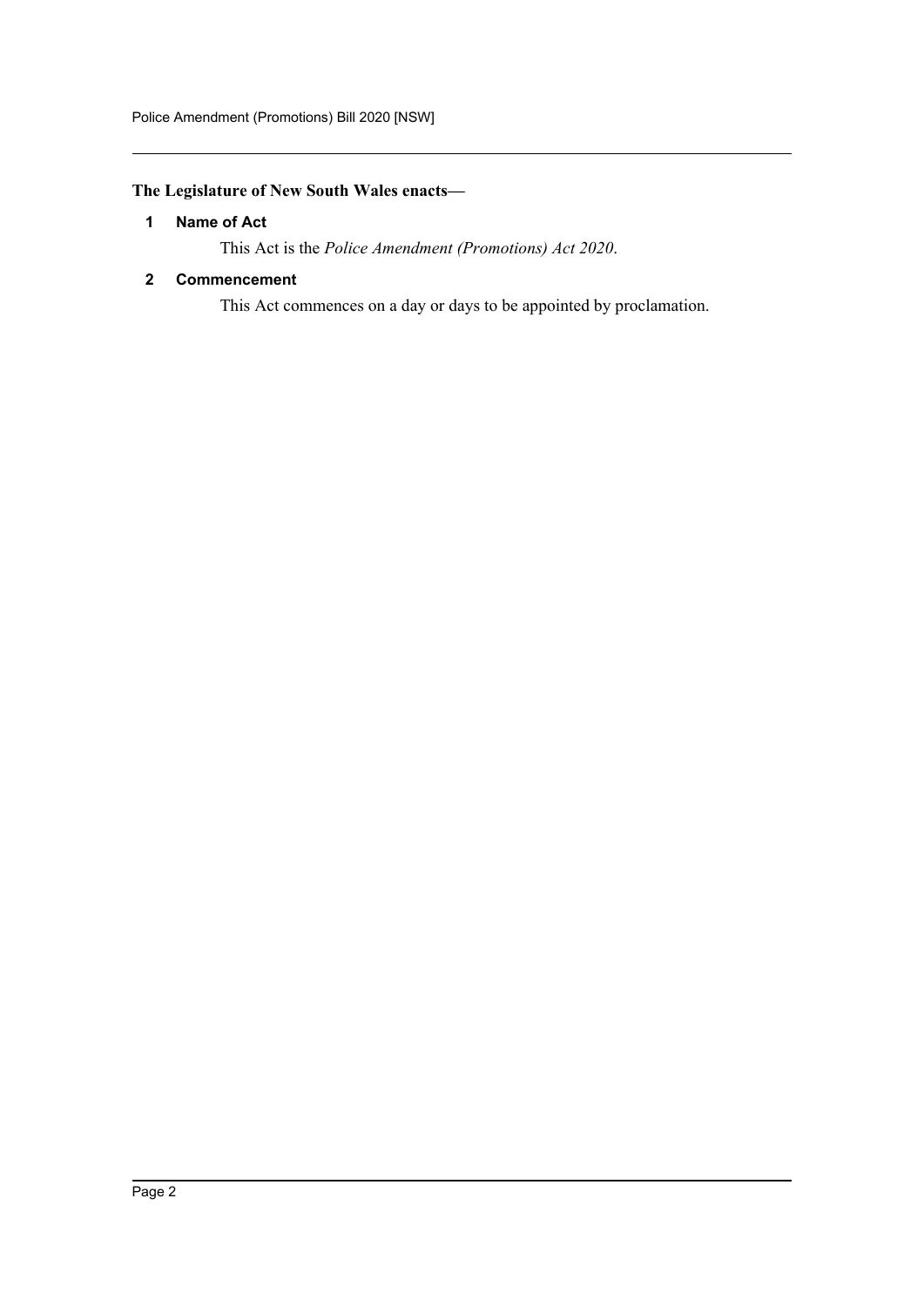**The Legislature of New South Wales enacts—**

### 1 Name of Act

This Act is the *Police Amendment (Promotions) Act 2020*.

### 2 Commencement

This Act commences on a day or days to be appointed by proclamation.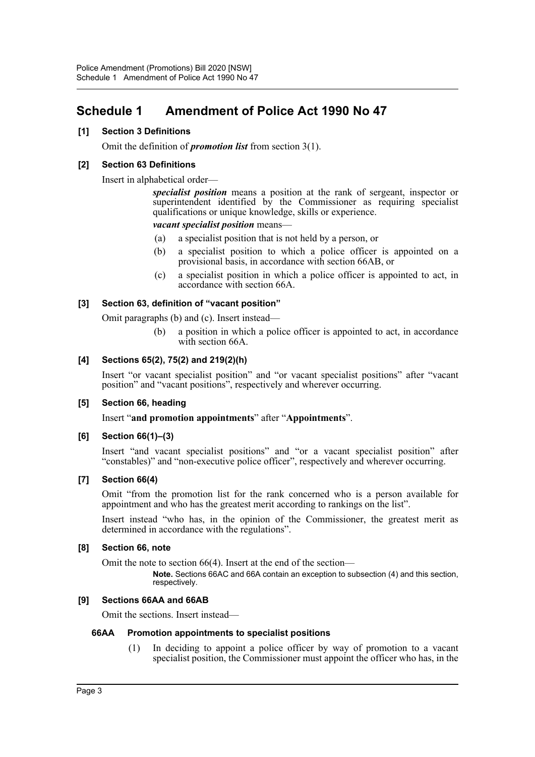# Schedule 1 Amendment of Police Act 1990 No 47

**[1] Section 3 Definitions**

Omit the definition of ***promotion list*** from section 3(1).

**[2] Section 63 Definitions**

Insert in alphabetical order—

> ***specialist position*** means a position at the rank of sergeant, inspector or superintendent identified by the Commissioner as requiring specialist qualifications or unique knowledge, skills or experience.
>
> ***vacant specialist position*** means—
>
> (a) a specialist position that is not held by a person, or
>
> (b) a specialist position to which a police officer is appointed on a provisional basis, in accordance with section 66AB, or
>
> (c) a specialist position in which a police officer is appointed to act, in accordance with section 66A.

**[3] Section 63, definition of "vacant position"**

Omit paragraphs (b) and (c). Insert instead—

> (b) a position in which a police officer is appointed to act, in accordance with section 66A.

**[4] Sections 65(2), 75(2) and 219(2)(h)**

Insert "or vacant specialist position" and "or vacant specialist positions" after "vacant position" and "vacant positions", respectively and wherever occurring.

**[5] Section 66, heading**

Insert "**and promotion appointments**" after "**Appointments**".

**[6] Section 66(1)–(3)**

Insert "and vacant specialist positions" and "or a vacant specialist position" after "constables)" and "non-executive police officer", respectively and wherever occurring.

**[7] Section 66(4)**

Omit "from the promotion list for the rank concerned who is a person available for appointment and who has the greatest merit according to rankings on the list".

Insert instead "who has, in the opinion of the Commissioner, the greatest merit as determined in accordance with the regulations".

**[8] Section 66, note**

Omit the note to section 66(4). Insert at the end of the section—

> **Note.** Sections 66AC and 66A contain an exception to subsection (4) and this section, respectively.

**[9] Sections 66AA and 66AB**

Omit the sections. Insert instead—

**66AA Promotion appointments to specialist positions**

(1) In deciding to appoint a police officer by way of promotion to a vacant specialist position, the Commissioner must appoint the officer who has, in the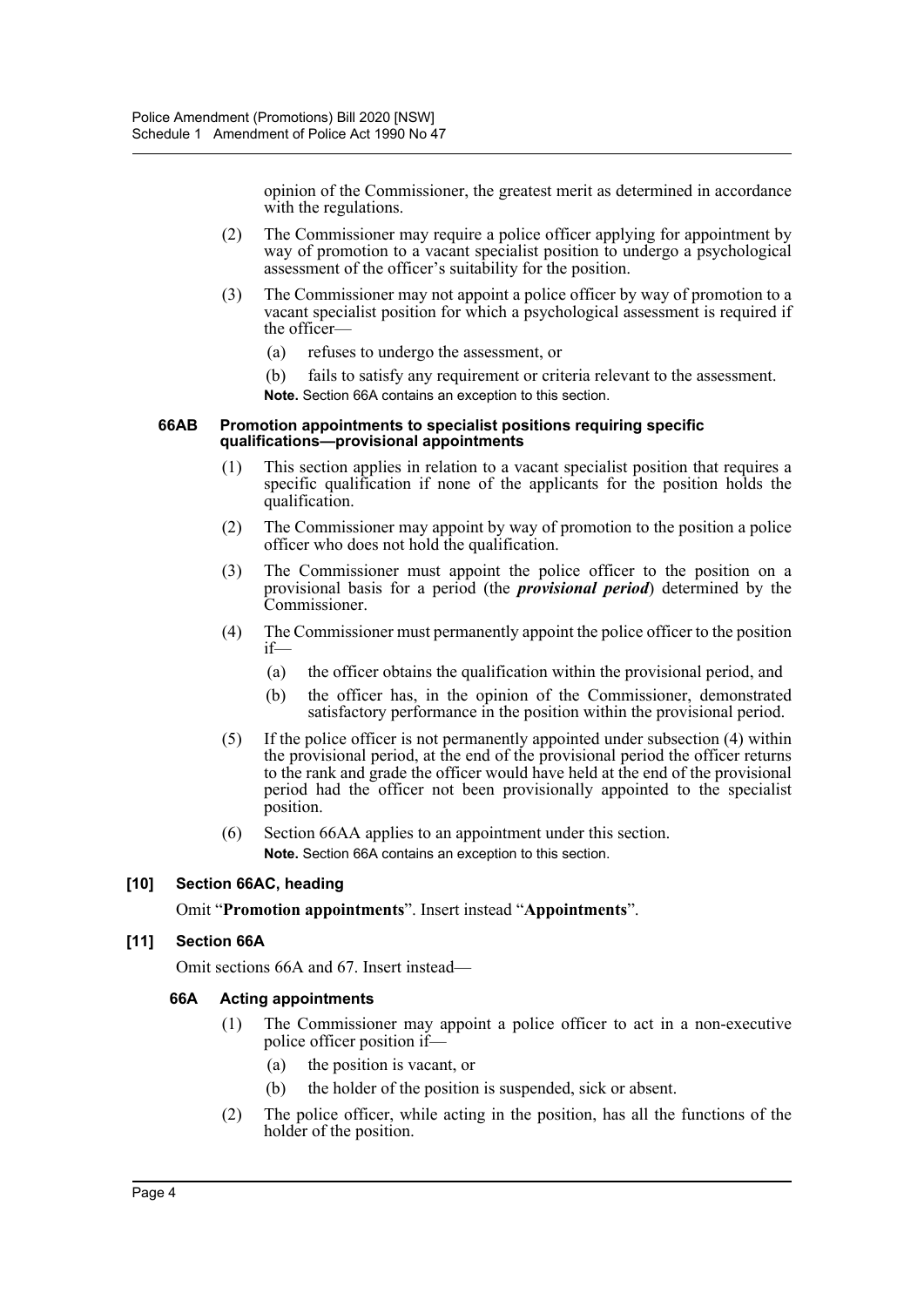opinion of the Commissioner, the greatest merit as determined in accordance with the regulations.

(2) The Commissioner may require a police officer applying for appointment by way of promotion to a vacant specialist position to undergo a psychological assessment of the officer's suitability for the position.

(3) The Commissioner may not appoint a police officer by way of promotion to a vacant specialist position for which a psychological assessment is required if the officer—

(a) refuses to undergo the assessment, or

(b) fails to satisfy any requirement or criteria relevant to the assessment.

**Note.** Section 66A contains an exception to this section.

#### 66AB Promotion appointments to specialist positions requiring specific qualifications—provisional appointments

(1) This section applies in relation to a vacant specialist position that requires a specific qualification if none of the applicants for the position holds the qualification.

(2) The Commissioner may appoint by way of promotion to the position a police officer who does not hold the qualification.

(3) The Commissioner must appoint the police officer to the position on a provisional basis for a period (the ***provisional period***) determined by the Commissioner.

(4) The Commissioner must permanently appoint the police officer to the position if—

(a) the officer obtains the qualification within the provisional period, and

(b) the officer has, in the opinion of the Commissioner, demonstrated satisfactory performance in the position within the provisional period.

(5) If the police officer is not permanently appointed under subsection (4) within the provisional period, at the end of the provisional period the officer returns to the rank and grade the officer would have held at the end of the provisional period had the officer not been provisionally appointed to the specialist position.

(6) Section 66AA applies to an appointment under this section.

**Note.** Section 66A contains an exception to this section.

### [10] Section 66AC, heading

Omit "**Promotion appointments**". Insert instead "**Appointments**".

### [11] Section 66A

Omit sections 66A and 67. Insert instead—

#### 66A Acting appointments

(1) The Commissioner may appoint a police officer to act in a non-executive police officer position if—

(a) the position is vacant, or

(b) the holder of the position is suspended, sick or absent.

(2) The police officer, while acting in the position, has all the functions of the holder of the position.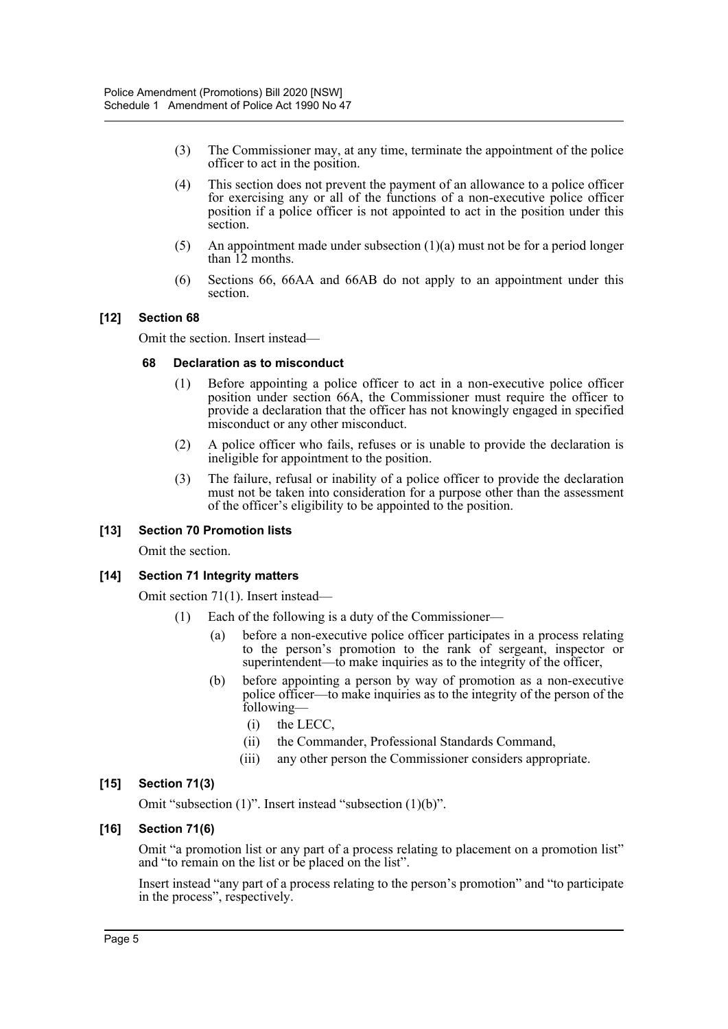(3) The Commissioner may, at any time, terminate the appointment of the police officer to act in the position.

(4) This section does not prevent the payment of an allowance to a police officer for exercising any or all of the functions of a non-executive police officer position if a police officer is not appointed to act in the position under this section.

(5) An appointment made under subsection (1)(a) must not be for a period longer than 12 months.

(6) Sections 66, 66AA and 66AB do not apply to an appointment under this section.

### [12] Section 68

Omit the section. Insert instead—

#### 68 Declaration as to misconduct

(1) Before appointing a police officer to act in a non-executive police officer position under section 66A, the Commissioner must require the officer to provide a declaration that the officer has not knowingly engaged in specified misconduct or any other misconduct.

(2) A police officer who fails, refuses or is unable to provide the declaration is ineligible for appointment to the position.

(3) The failure, refusal or inability of a police officer to provide the declaration must not be taken into consideration for a purpose other than the assessment of the officer's eligibility to be appointed to the position.

### [13] Section 70 Promotion lists

Omit the section.

### [14] Section 71 Integrity matters

Omit section 71(1). Insert instead—

(1) Each of the following is a duty of the Commissioner—

- (a) before a non-executive police officer participates in a process relating to the person's promotion to the rank of sergeant, inspector or superintendent—to make inquiries as to the integrity of the officer,
- (b) before appointing a person by way of promotion as a non-executive police officer—to make inquiries as to the integrity of the person of the following—
  - (i) the LECC,
  - (ii) the Commander, Professional Standards Command,
  - (iii) any other person the Commissioner considers appropriate.

### [15] Section 71(3)

Omit "subsection (1)". Insert instead "subsection (1)(b)".

### [16] Section 71(6)

Omit "a promotion list or any part of a process relating to placement on a promotion list" and "to remain on the list or be placed on the list".

Insert instead "any part of a process relating to the person's promotion" and "to participate in the process", respectively.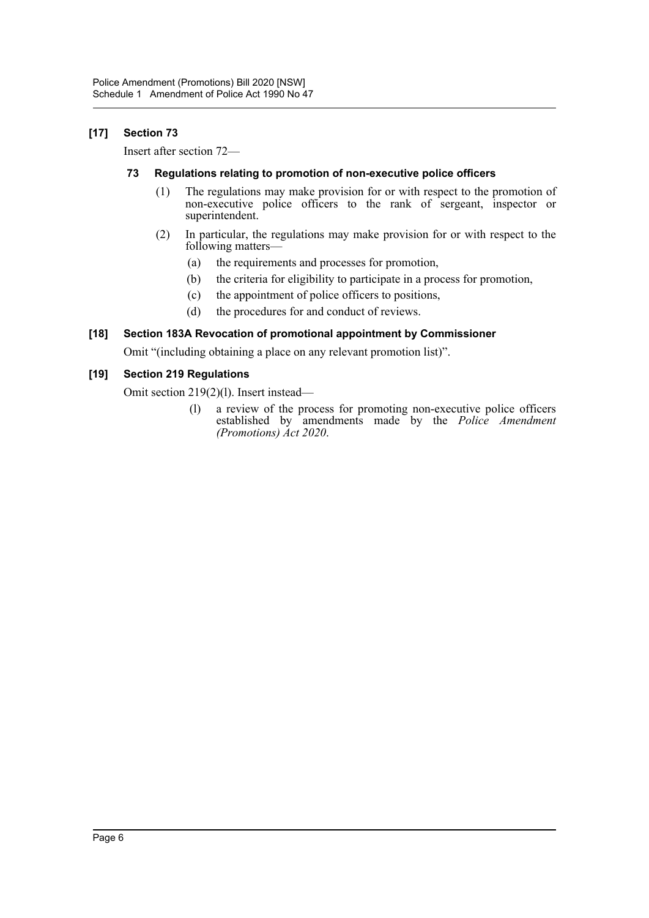**[17] Section 73**

Insert after section 72—

**73 Regulations relating to promotion of non-executive police officers**

(1) The regulations may make provision for or with respect to the promotion of non-executive police officers to the rank of sergeant, inspector or superintendent.

(2) In particular, the regulations may make provision for or with respect to the following matters—

(a) the requirements and processes for promotion,

(b) the criteria for eligibility to participate in a process for promotion,

(c) the appointment of police officers to positions,

(d) the procedures for and conduct of reviews.

**[18] Section 183A Revocation of promotional appointment by Commissioner**

Omit "(including obtaining a place on any relevant promotion list)".

**[19] Section 219 Regulations**

Omit section 219(2)(l). Insert instead—

(l) a review of the process for promoting non-executive police officers established by amendments made by the *Police Amendment (Promotions) Act 2020*.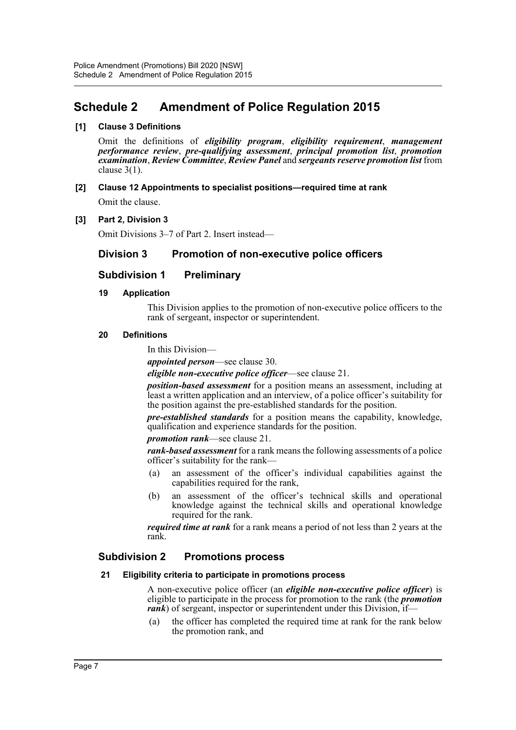# Schedule 2 Amendment of Police Regulation 2015

**[1] Clause 3 Definitions**

Omit the definitions of ***eligibility program***, ***eligibility requirement***, ***management performance review***, ***pre-qualifying assessment***, ***principal promotion list***, ***promotion examination***, ***Review Committee***, ***Review Panel*** and ***sergeants reserve promotion list*** from clause 3(1).

**[2] Clause 12 Appointments to specialist positions—required time at rank**

Omit the clause.

**[3] Part 2, Division 3**

Omit Divisions 3–7 of Part 2. Insert instead—

## Division 3 Promotion of non-executive police officers

### Subdivision 1 Preliminary

**19 Application**

This Division applies to the promotion of non-executive police officers to the rank of sergeant, inspector or superintendent.

**20 Definitions**

In this Division—

***appointed person***—see clause 30.

***eligible non-executive police officer***—see clause 21.

***position-based assessment*** for a position means an assessment, including at least a written application and an interview, of a police officer's suitability for the position against the pre-established standards for the position.

***pre-established standards*** for a position means the capability, knowledge, qualification and experience standards for the position.

***promotion rank***—see clause 21.

***rank-based assessment*** for a rank means the following assessments of a police officer's suitability for the rank—

(a) an assessment of the officer's individual capabilities against the capabilities required for the rank,

(b) an assessment of the officer's technical skills and operational knowledge against the technical skills and operational knowledge required for the rank.

***required time at rank*** for a rank means a period of not less than 2 years at the rank.

### Subdivision 2 Promotions process

**21 Eligibility criteria to participate in promotions process**

A non-executive police officer (an ***eligible non-executive police officer***) is eligible to participate in the process for promotion to the rank (the ***promotion rank***) of sergeant, inspector or superintendent under this Division, if—

(a) the officer has completed the required time at rank for the rank below the promotion rank, and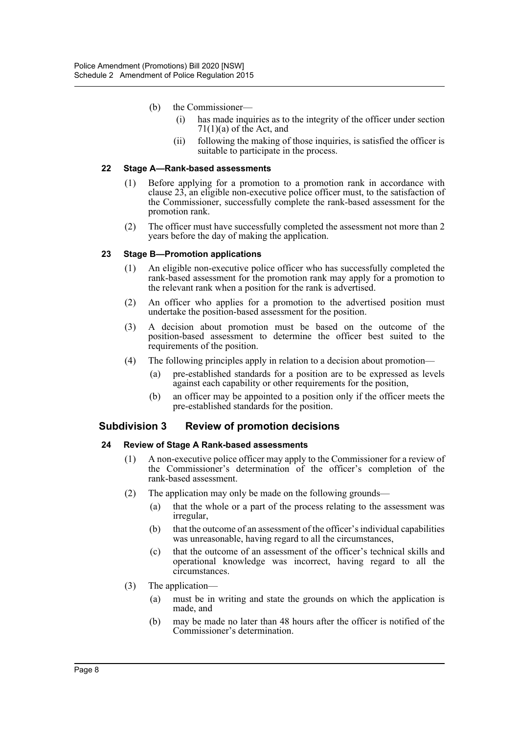(b) the Commissioner—

  (i) has made inquiries as to the integrity of the officer under section 71(1)(a) of the Act, and

  (ii) following the making of those inquiries, is satisfied the officer is suitable to participate in the process.

#### 22 Stage A—Rank-based assessments

(1) Before applying for a promotion to a promotion rank in accordance with clause 23, an eligible non-executive police officer must, to the satisfaction of the Commissioner, successfully complete the rank-based assessment for the promotion rank.

(2) The officer must have successfully completed the assessment not more than 2 years before the day of making the application.

#### 23 Stage B—Promotion applications

(1) An eligible non-executive police officer who has successfully completed the rank-based assessment for the promotion rank may apply for a promotion to the relevant rank when a position for the rank is advertised.

(2) An officer who applies for a promotion to the advertised position must undertake the position-based assessment for the position.

(3) A decision about promotion must be based on the outcome of the position-based assessment to determine the officer best suited to the requirements of the position.

(4) The following principles apply in relation to a decision about promotion—

  (a) pre-established standards for a position are to be expressed as levels against each capability or other requirements for the position,

  (b) an officer may be appointed to a position only if the officer meets the pre-established standards for the position.

### Subdivision 3 Review of promotion decisions

#### 24 Review of Stage A Rank-based assessments

(1) A non-executive police officer may apply to the Commissioner for a review of the Commissioner's determination of the officer's completion of the rank-based assessment.

(2) The application may only be made on the following grounds—

  (a) that the whole or a part of the process relating to the assessment was irregular,

  (b) that the outcome of an assessment of the officer's individual capabilities was unreasonable, having regard to all the circumstances,

  (c) that the outcome of an assessment of the officer's technical skills and operational knowledge was incorrect, having regard to all the circumstances.

(3) The application—

  (a) must be in writing and state the grounds on which the application is made, and

  (b) may be made no later than 48 hours after the officer is notified of the Commissioner's determination.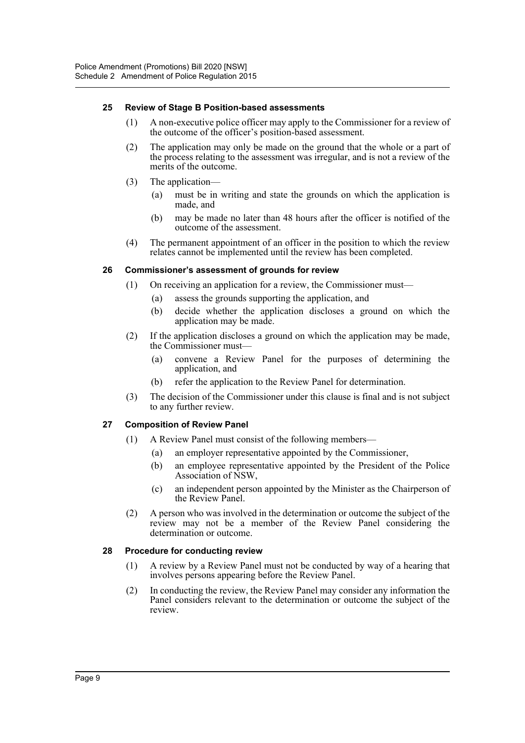### 25 Review of Stage B Position-based assessments

(1) A non-executive police officer may apply to the Commissioner for a review of the outcome of the officer's position-based assessment.

(2) The application may only be made on the ground that the whole or a part of the process relating to the assessment was irregular, and is not a review of the merits of the outcome.

(3) The application—

(a) must be in writing and state the grounds on which the application is made, and

(b) may be made no later than 48 hours after the officer is notified of the outcome of the assessment.

(4) The permanent appointment of an officer in the position to which the review relates cannot be implemented until the review has been completed.

### 26 Commissioner's assessment of grounds for review

(1) On receiving an application for a review, the Commissioner must—

(a) assess the grounds supporting the application, and

(b) decide whether the application discloses a ground on which the application may be made.

(2) If the application discloses a ground on which the application may be made, the Commissioner must—

(a) convene a Review Panel for the purposes of determining the application, and

(b) refer the application to the Review Panel for determination.

(3) The decision of the Commissioner under this clause is final and is not subject to any further review.

### 27 Composition of Review Panel

(1) A Review Panel must consist of the following members—

(a) an employer representative appointed by the Commissioner,

(b) an employee representative appointed by the President of the Police Association of NSW,

(c) an independent person appointed by the Minister as the Chairperson of the Review Panel.

(2) A person who was involved in the determination or outcome the subject of the review may not be a member of the Review Panel considering the determination or outcome.

### 28 Procedure for conducting review

(1) A review by a Review Panel must not be conducted by way of a hearing that involves persons appearing before the Review Panel.

(2) In conducting the review, the Review Panel may consider any information the Panel considers relevant to the determination or outcome the subject of the review.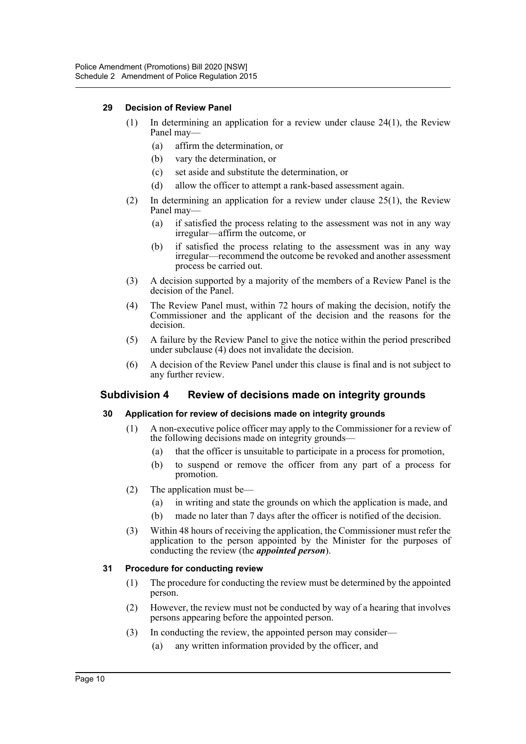#### 29 Decision of Review Panel

(1) In determining an application for a review under clause 24(1), the Review Panel may—

(a) affirm the determination, or

(b) vary the determination, or

(c) set aside and substitute the determination, or

(d) allow the officer to attempt a rank-based assessment again.

(2) In determining an application for a review under clause 25(1), the Review Panel may—

(a) if satisfied the process relating to the assessment was not in any way irregular—affirm the outcome, or

(b) if satisfied the process relating to the assessment was in any way irregular—recommend the outcome be revoked and another assessment process be carried out.

(3) A decision supported by a majority of the members of a Review Panel is the decision of the Panel.

(4) The Review Panel must, within 72 hours of making the decision, notify the Commissioner and the applicant of the decision and the reasons for the decision.

(5) A failure by the Review Panel to give the notice within the period prescribed under subclause (4) does not invalidate the decision.

(6) A decision of the Review Panel under this clause is final and is not subject to any further review.

### Subdivision 4 Review of decisions made on integrity grounds

#### 30 Application for review of decisions made on integrity grounds

(1) A non-executive police officer may apply to the Commissioner for a review of the following decisions made on integrity grounds—

(a) that the officer is unsuitable to participate in a process for promotion,

(b) to suspend or remove the officer from any part of a process for promotion.

(2) The application must be—

(a) in writing and state the grounds on which the application is made, and

(b) made no later than 7 days after the officer is notified of the decision.

(3) Within 48 hours of receiving the application, the Commissioner must refer the application to the person appointed by the Minister for the purposes of conducting the review (the ***appointed person***).

#### 31 Procedure for conducting review

(1) The procedure for conducting the review must be determined by the appointed person.

(2) However, the review must not be conducted by way of a hearing that involves persons appearing before the appointed person.

(3) In conducting the review, the appointed person may consider—

(a) any written information provided by the officer, and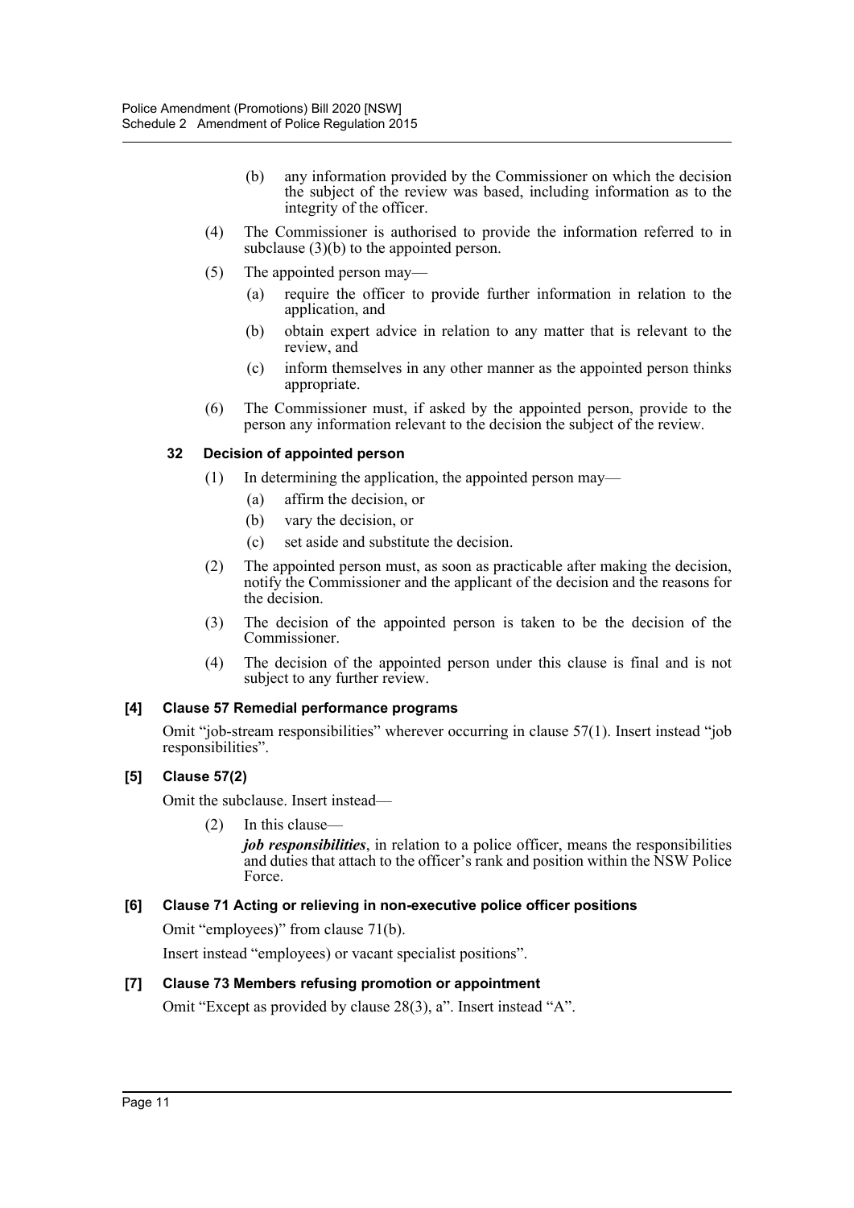(b) any information provided by the Commissioner on which the decision the subject of the review was based, including information as to the integrity of the officer.

(4) The Commissioner is authorised to provide the information referred to in subclause (3)(b) to the appointed person.

(5) The appointed person may—

(a) require the officer to provide further information in relation to the application, and

(b) obtain expert advice in relation to any matter that is relevant to the review, and

(c) inform themselves in any other manner as the appointed person thinks appropriate.

(6) The Commissioner must, if asked by the appointed person, provide to the person any information relevant to the decision the subject of the review.

### 32 Decision of appointed person

(1) In determining the application, the appointed person may—

(a) affirm the decision, or

(b) vary the decision, or

(c) set aside and substitute the decision.

(2) The appointed person must, as soon as practicable after making the decision, notify the Commissioner and the applicant of the decision and the reasons for the decision.

(3) The decision of the appointed person is taken to be the decision of the Commissioner.

(4) The decision of the appointed person under this clause is final and is not subject to any further review.

### [4] Clause 57 Remedial performance programs

Omit "job-stream responsibilities" wherever occurring in clause 57(1). Insert instead "job responsibilities".

### [5] Clause 57(2)

Omit the subclause. Insert instead—

(2) In this clause—

***job responsibilities***, in relation to a police officer, means the responsibilities and duties that attach to the officer's rank and position within the NSW Police Force.

### [6] Clause 71 Acting or relieving in non-executive police officer positions

Omit "employees)" from clause 71(b).

Insert instead "employees) or vacant specialist positions".

### [7] Clause 73 Members refusing promotion or appointment

Omit "Except as provided by clause 28(3), a". Insert instead "A".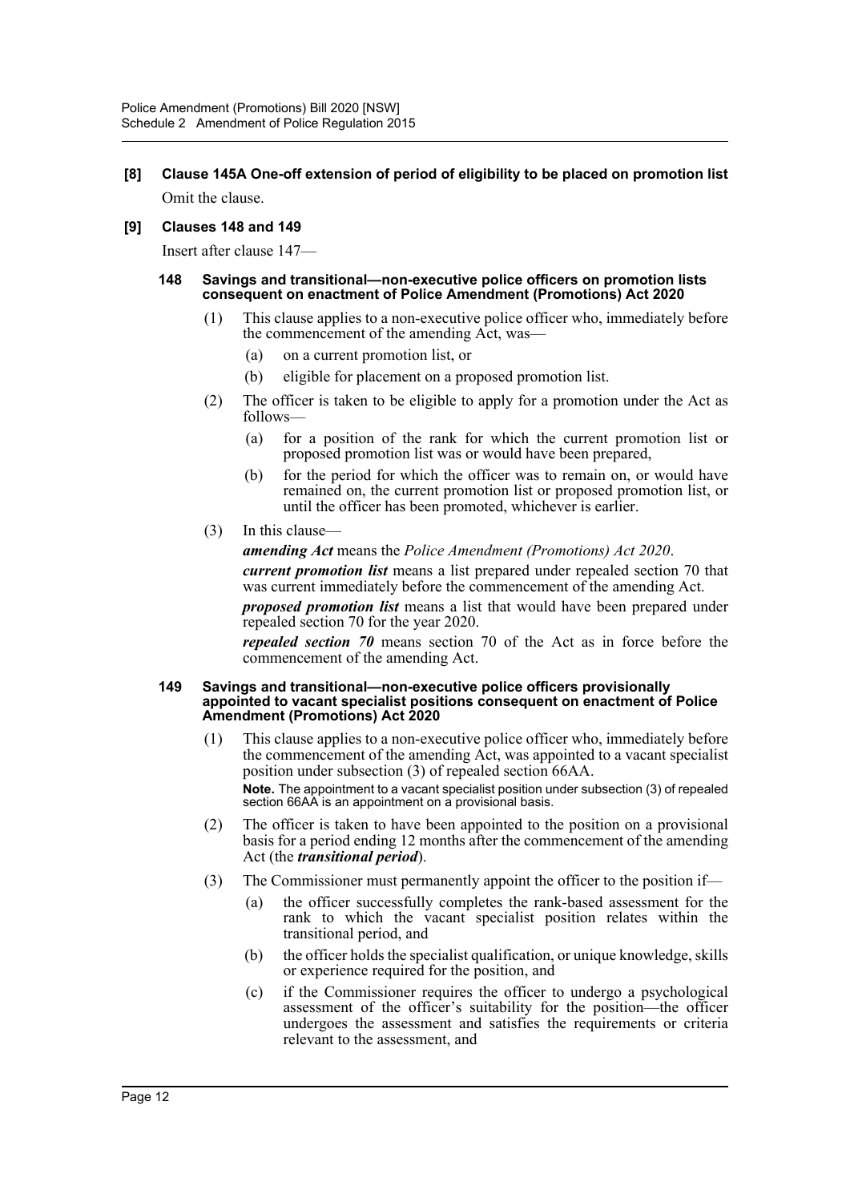**[8] Clause 145A One-off extension of period of eligibility to be placed on promotion list**

Omit the clause.

**[9] Clauses 148 and 149**

Insert after clause 147—

#### 148 Savings and transitional—non-executive police officers on promotion lists consequent on enactment of Police Amendment (Promotions) Act 2020

(1) This clause applies to a non-executive police officer who, immediately before the commencement of the amending Act, was—

- (a) on a current promotion list, or
- (b) eligible for placement on a proposed promotion list.

(2) The officer is taken to be eligible to apply for a promotion under the Act as follows—

- (a) for a position of the rank for which the current promotion list or proposed promotion list was or would have been prepared,
- (b) for the period for which the officer was to remain on, or would have remained on, the current promotion list or proposed promotion list, or until the officer has been promoted, whichever is earlier.

(3) In this clause—

***amending Act*** means the *Police Amendment (Promotions) Act 2020*.

***current promotion list*** means a list prepared under repealed section 70 that was current immediately before the commencement of the amending Act.

***proposed promotion list*** means a list that would have been prepared under repealed section 70 for the year 2020.

***repealed section 70*** means section 70 of the Act as in force before the commencement of the amending Act.

#### 149 Savings and transitional—non-executive police officers provisionally appointed to vacant specialist positions consequent on enactment of Police Amendment (Promotions) Act 2020

(1) This clause applies to a non-executive police officer who, immediately before the commencement of the amending Act, was appointed to a vacant specialist position under subsection (3) of repealed section 66AA.

**Note.** The appointment to a vacant specialist position under subsection (3) of repealed section 66AA is an appointment on a provisional basis.

(2) The officer is taken to have been appointed to the position on a provisional basis for a period ending 12 months after the commencement of the amending Act (the ***transitional period***).

(3) The Commissioner must permanently appoint the officer to the position if—

- (a) the officer successfully completes the rank-based assessment for the rank to which the vacant specialist position relates within the transitional period, and
- (b) the officer holds the specialist qualification, or unique knowledge, skills or experience required for the position, and
- (c) if the Commissioner requires the officer to undergo a psychological assessment of the officer's suitability for the position—the officer undergoes the assessment and satisfies the requirements or criteria relevant to the assessment, and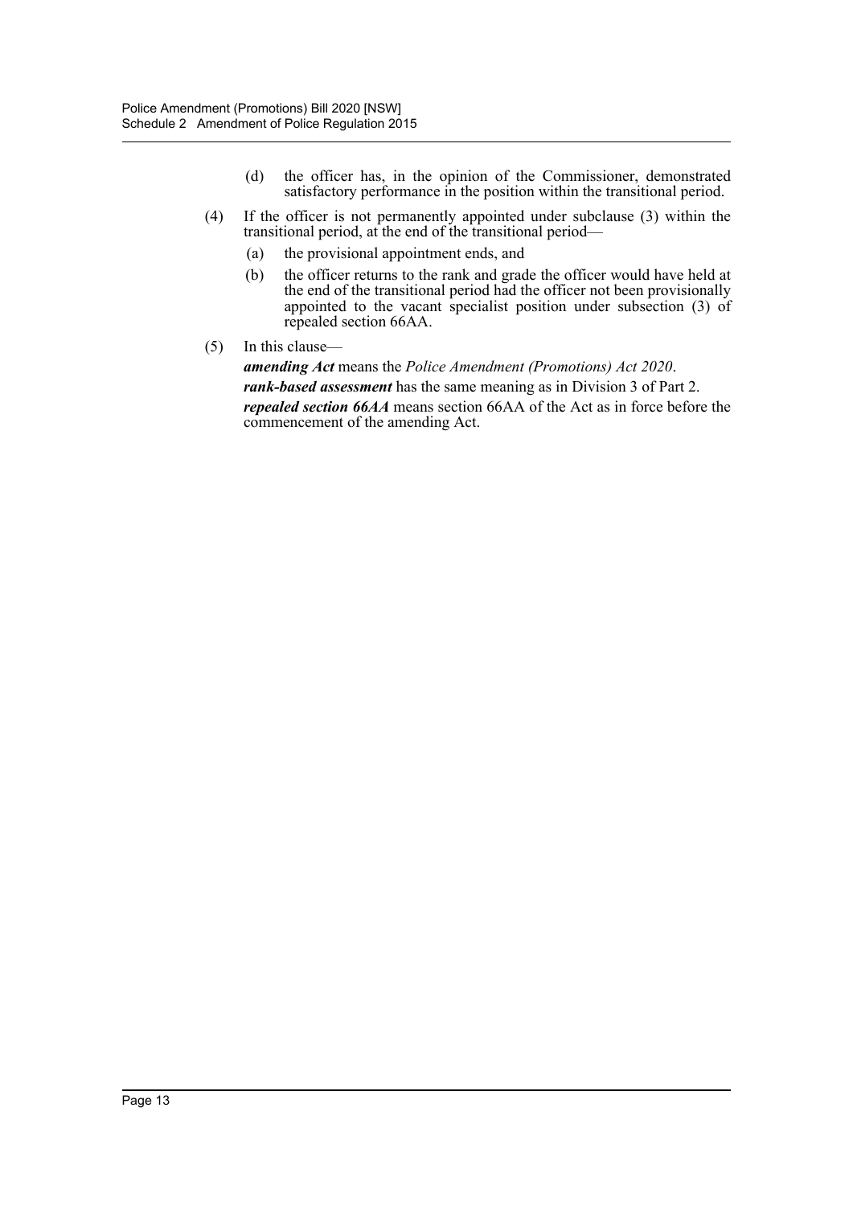(d) the officer has, in the opinion of the Commissioner, demonstrated satisfactory performance in the position within the transitional period.

(4) If the officer is not permanently appointed under subclause (3) within the transitional period, at the end of the transitional period—

(a) the provisional appointment ends, and

(b) the officer returns to the rank and grade the officer would have held at the end of the transitional period had the officer not been provisionally appointed to the vacant specialist position under subsection (3) of repealed section 66AA.

(5) In this clause—

***amending Act*** means the *Police Amendment (Promotions) Act 2020*.

***rank-based assessment*** has the same meaning as in Division 3 of Part 2.

***repealed section 66AA*** means section 66AA of the Act as in force before the commencement of the amending Act.